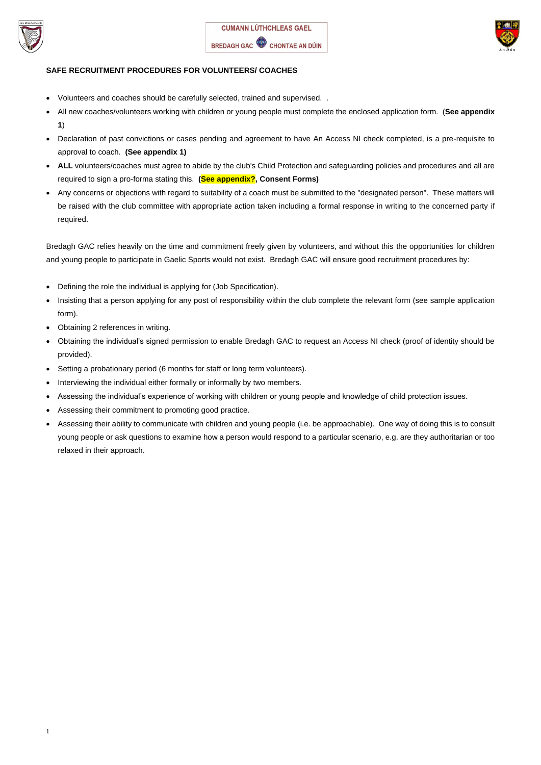CUMANN LÚTHCHLEAS GAEL

BREDAGH GAC CHONTAE AN DÚIN

**SAFE RECRUITMENT PROCEDURES FOR VOLUNTEERS/ COACHES**

- Volunteers and coaches should be carefully selected, trained and supervised. .
- All new coaches/volunteers working with children or young people must complete the enclosed application form. (**See appendix 1**)
- Declaration of past convictions or cases pending and agreement to have An Access NI check completed, is a pre-requisite to approval to coach. **(See appendix 1)**
- **ALL** volunteers/coaches must agree to abide by the club's Child Protection and safeguarding policies and procedures and all are required to sign a pro-forma stating this. **(See appendix?, Consent Forms)**
- Any concerns or objections with regard to suitability of a coach must be submitted to the "designated person". These matters will be raised with the club committee with appropriate action taken including a formal response in writing to the concerned party if required.

Bredagh GAC relies heavily on the time and commitment freely given by volunteers, and without this the opportunities for children and young people to participate in Gaelic Sports would not exist. Bredagh GAC will ensure good recruitment procedures by:

- Defining the role the individual is applying for (Job Specification).
- Insisting that a person applying for any post of responsibility within the club complete the relevant form (see sample application form).
- Obtaining 2 references in writing.
- Obtaining the individual's signed permission to enable Bredagh GAC to request an Access NI check (proof of identity should be provided).
- Setting a probationary period (6 months for staff or long term volunteers).
- Interviewing the individual either formally or informally by two members.
- Assessing the individual's experience of working with children or young people and knowledge of child protection issues.
- Assessing their commitment to promoting good practice.
- Assessing their ability to communicate with children and young people (i.e. be approachable). One way of doing this is to consult young people or ask questions to examine how a person would respond to a particular scenario, e.g. are they authoritarian or too relaxed in their approach.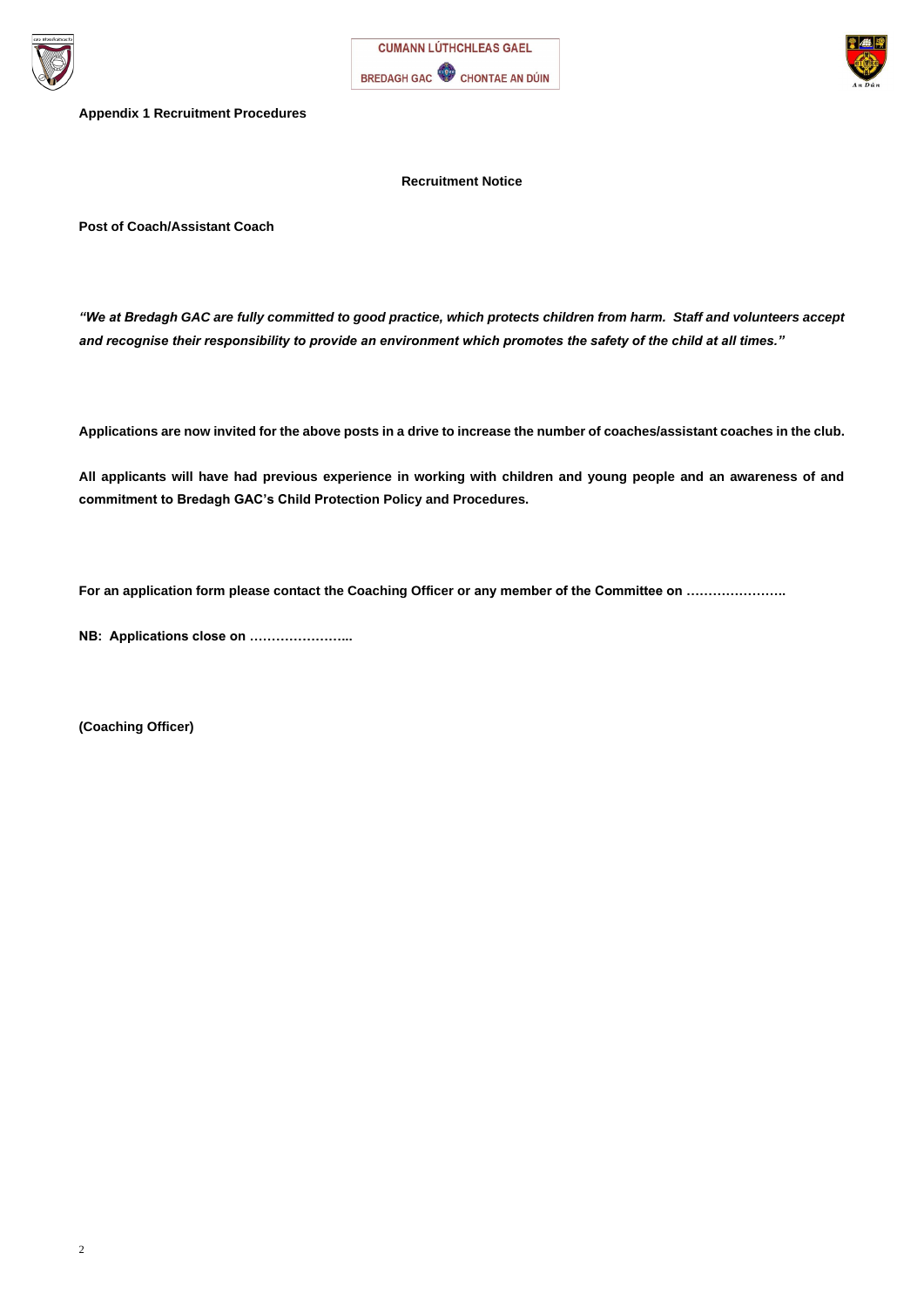**Appendix 1 Recruitment Procedures**

**Recruitment Notice**

**Post of Coach/Assistant Coach**

***"We at Bredagh GAC are fully committed to good practice, which protects children from harm. Staff and volunteers accept and recognise their responsibility to provide an environment which promotes the safety of the child at all times."***

**Applications are now invited for the above posts in a drive to increase the number of coaches/assistant coaches in the club.**

**All applicants will have had previous experience in working with children and young people and an awareness of and commitment to Bredagh GAC's Child Protection Policy and Procedures.**

**For an application form please contact the Coaching Officer or any member of the Committee on …………………..**

**NB: Applications close on …………………...**

**(Coaching Officer)**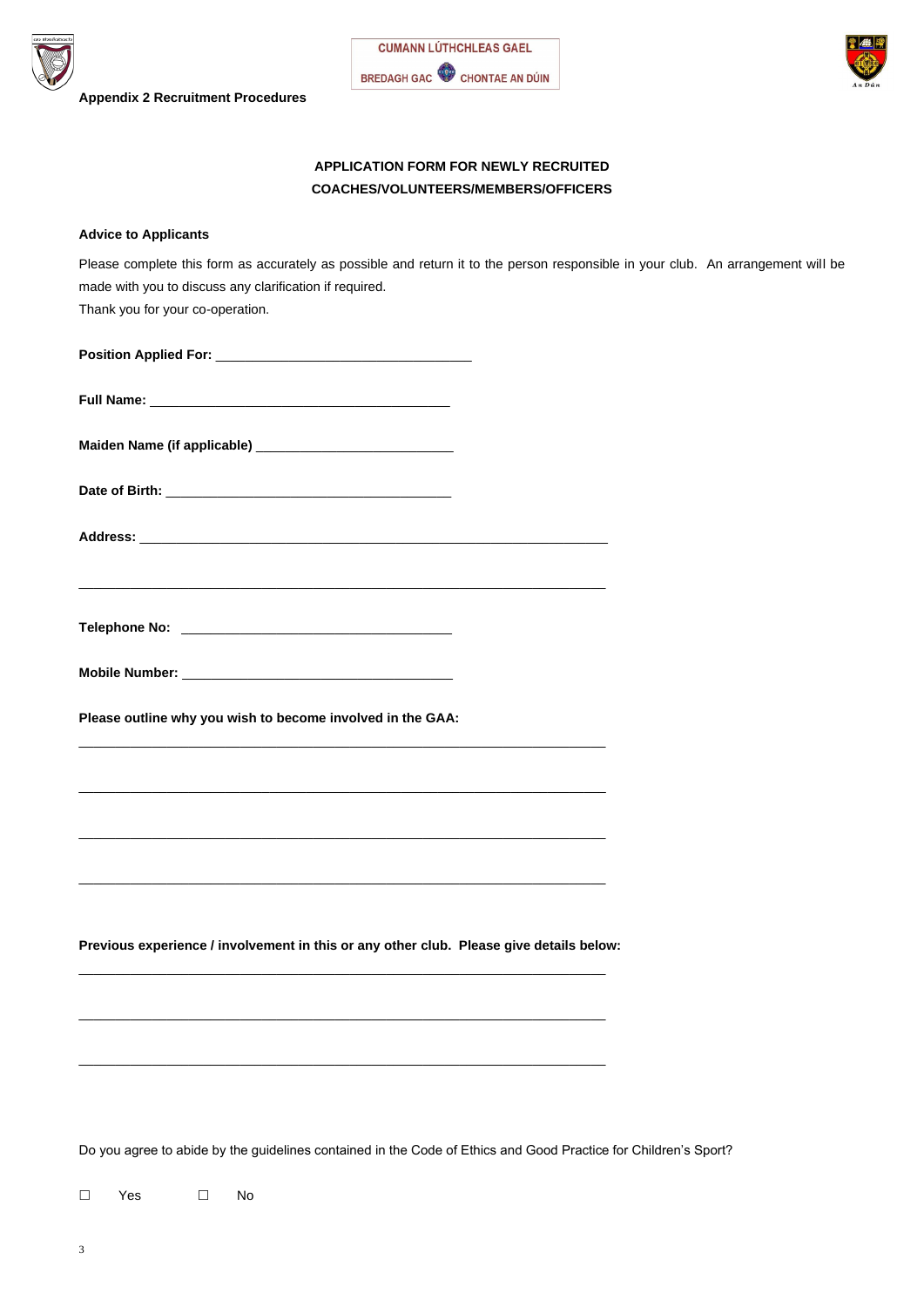**Appendix 2 Recruitment Procedures**

CUMANN LÚTHCHLEAS GAEL

BREDAGH GAC CHONTAE AN DÚIN

## APPLICATION FORM FOR NEWLY RECRUITED COACHES/VOLUNTEERS/MEMBERS/OFFICERS

**Advice to Applicants**

Please complete this form as accurately as possible and return it to the person responsible in your club. An arrangement will be made with you to discuss any clarification if required.

Thank you for your co-operation.

**Position Applied For:** ___________________________________

**Full Name:** ________________________________________

**Maiden Name (if applicable)** __________________________

**Date of Birth:** _______________________________________

**Address:** ______________________________________________________________

________________________________________________________________________

**Telephone No:** ____________________________________

**Mobile Number:** ____________________________________

**Please outline why you wish to become involved in the GAA:**

________________________________________________________________________

________________________________________________________________________

________________________________________________________________________

________________________________________________________________________

**Previous experience / involvement in this or any other club. Please give details below:**

________________________________________________________________________

________________________________________________________________________

________________________________________________________________________

Do you agree to abide by the guidelines contained in the Code of Ethics and Good Practice for Children's Sport?

☐ Yes ☐ No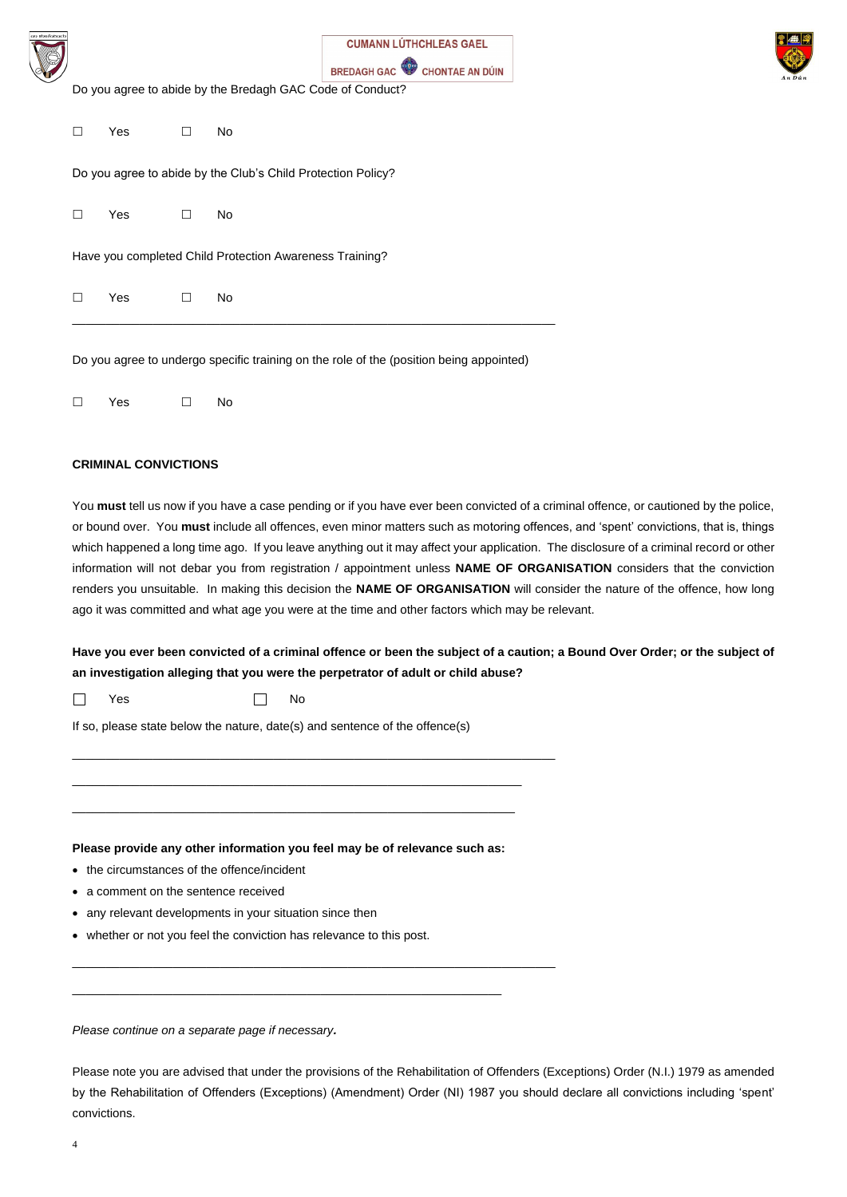Do you agree to abide by the Bredagh GAC Code of Conduct?

☐ Yes ☐ No

Do you agree to abide by the Club's Child Protection Policy?

☐ Yes ☐ No

Have you completed Child Protection Awareness Training?

☐ Yes ☐ No

---

Do you agree to undergo specific training on the role of the (position being appointed)

☐ Yes ☐ No

**CRIMINAL CONVICTIONS**

You **must** tell us now if you have a case pending or if you have ever been convicted of a criminal offence, or cautioned by the police, or bound over. You **must** include all offences, even minor matters such as motoring offences, and 'spent' convictions, that is, things which happened a long time ago. If you leave anything out it may affect your application. The disclosure of a criminal record or other information will not debar you from registration / appointment unless **NAME OF ORGANISATION** considers that the conviction renders you unsuitable. In making this decision the **NAME OF ORGANISATION** will consider the nature of the offence, how long ago it was committed and what age you were at the time and other factors which may be relevant.

**Have you ever been convicted of a criminal offence or been the subject of a caution; a Bound Over Order; or the subject of an investigation alleging that you were the perpetrator of adult or child abuse?**

☐ Yes ☐ No

If so, please state below the nature, date(s) and sentence of the offence(s)

___________________________________________________________________

___________________________________________________________________

___________________________________________________________________

**Please provide any other information you feel may be of relevance such as:**

- the circumstances of the offence/incident
- a comment on the sentence received
- any relevant developments in your situation since then
- whether or not you feel the conviction has relevance to this post.

___________________________________________________________________

___________________________________________________________________

*Please continue on a separate page if necessary.*

Please note you are advised that under the provisions of the Rehabilitation of Offenders (Exceptions) Order (N.I.) 1979 as amended by the Rehabilitation of Offenders (Exceptions) (Amendment) Order (NI) 1987 you should declare all convictions including 'spent' convictions.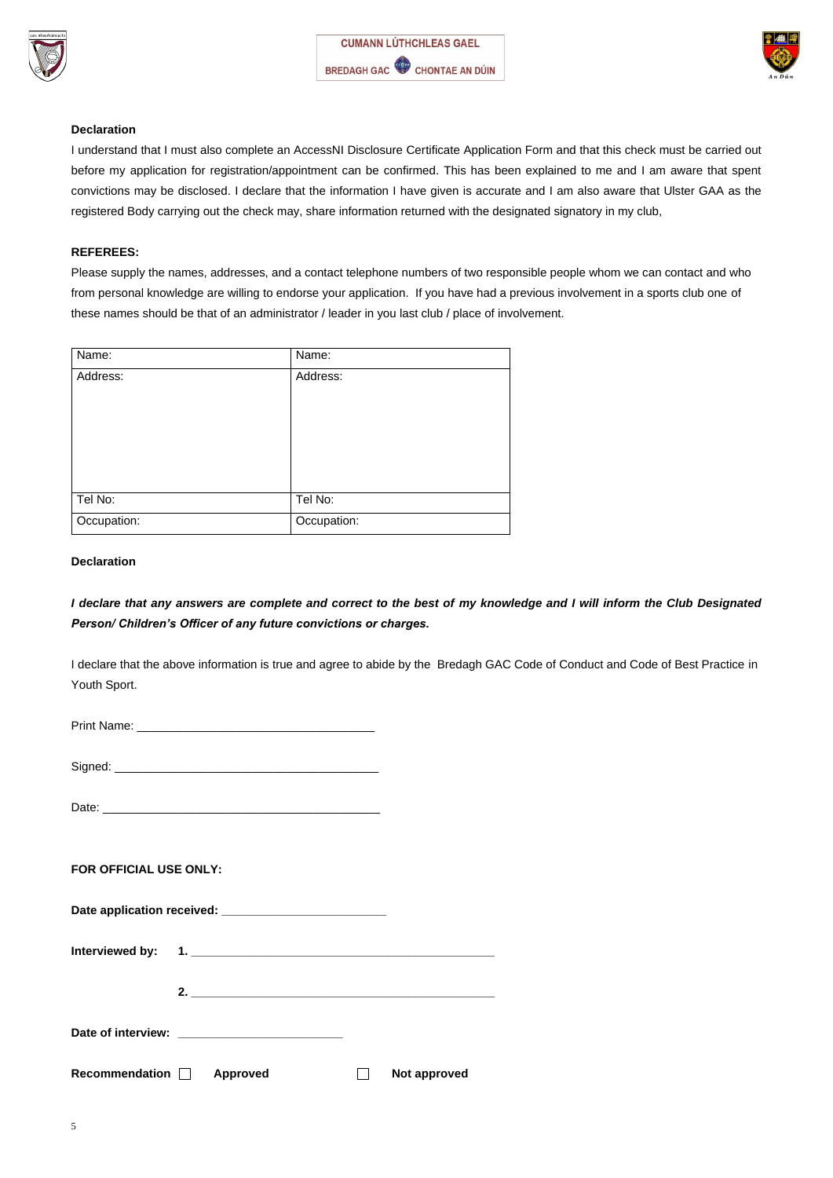CUMANN LÚTHCHLEAS GAEL

BREDAGH GAC CHONTAE AN DÚIN

**Declaration**

I understand that I must also complete an AccessNI Disclosure Certificate Application Form and that this check must be carried out before my application for registration/appointment can be confirmed. This has been explained to me and I am aware that spent convictions may be disclosed. I declare that the information I have given is accurate and I am also aware that Ulster GAA as the registered Body carrying out the check may, share information returned with the designated signatory in my club,

**REFEREES:**

Please supply the names, addresses, and a contact telephone numbers of two responsible people whom we can contact and who from personal knowledge are willing to endorse your application. If you have had a previous involvement in a sports club one of these names should be that of an administrator / leader in you last club / place of involvement.

| Name: | Name: |
|---|---|
| Address: | Address: |
| Tel No: | Tel No: |
| Occupation: | Occupation: |

**Declaration**

***I declare that any answers are complete and correct to the best of my knowledge and I will inform the Club Designated Person/ Children's Officer of any future convictions or charges.***

I declare that the above information is true and agree to abide by the Bredagh GAC Code of Conduct and Code of Best Practice in Youth Sport.

Print Name: ___________________________________

Signed: _______________________________________

Date: _________________________________________

**FOR OFFICIAL USE ONLY:**

**Date application received: ________________________**

**Interviewed by: 1. _____________________________________________**

**2. _____________________________________________**

**Date of interview: ________________________**

**Recommendation** ☐ **Approved** ☐ **Not approved**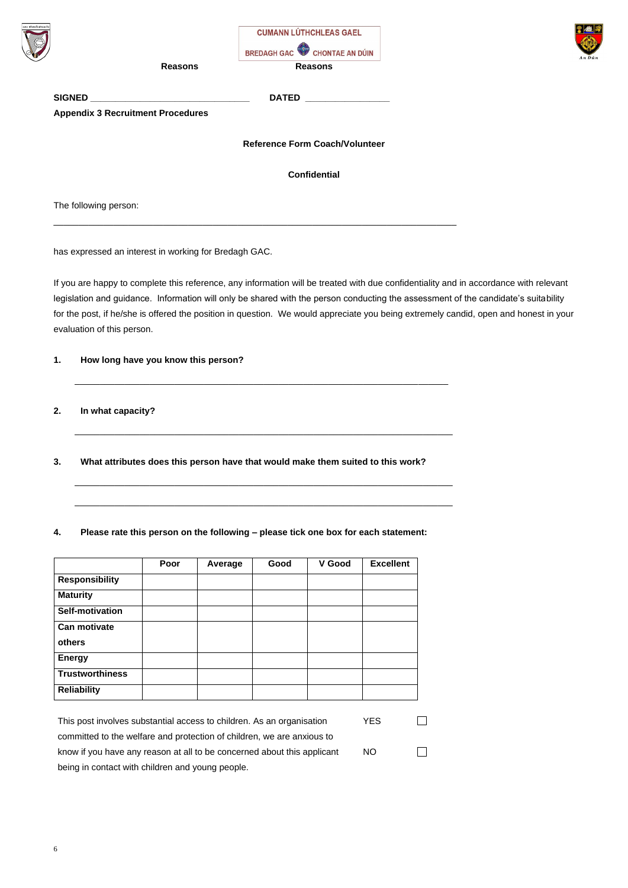CUMANN LÚTHCHLEAS GAEL

BREDAGH GAC CHONTAE AN DÚIN

**Reasons** **Reasons**

**SIGNED** ______________________________ **DATED** ________________

**Appendix 3 Recruitment Procedures**

**Reference Form Coach/Volunteer**

**Confidential**

The following person:

_______________________________________________________________________________

has expressed an interest in working for Bredagh GAC.

If you are happy to complete this reference, any information will be treated with due confidentiality and in accordance with relevant legislation and guidance. Information will only be shared with the person conducting the assessment of the candidate's suitability for the post, if he/she is offered the position in question. We would appreciate you being extremely candid, open and honest in your evaluation of this person.

**1. How long have you know this person?**

_______________________________________________________________________________

**2. In what capacity?**

_______________________________________________________________________________

**3. What attributes does this person have that would make them suited to this work?**

_______________________________________________________________________________

_______________________________________________________________________________

**4. Please rate this person on the following – please tick one box for each statement:**

| | Poor | Average | Good | V Good | Excellent |
|---|---|---|---|---|---|
| **Responsibility** | | | | | |
| **Maturity** | | | | | |
| **Self-motivation** | | | | | |
| **Can motivate others** | | | | | |
| **Energy** | | | | | |
| **Trustworthiness** | | | | | |
| **Reliability** | | | | | |

This post involves substantial access to children. As an organisation committed to the welfare and protection of children, we are anxious to know if you have any reason at all to be concerned about this applicant being in contact with children and young people.

YES ☐

NO ☐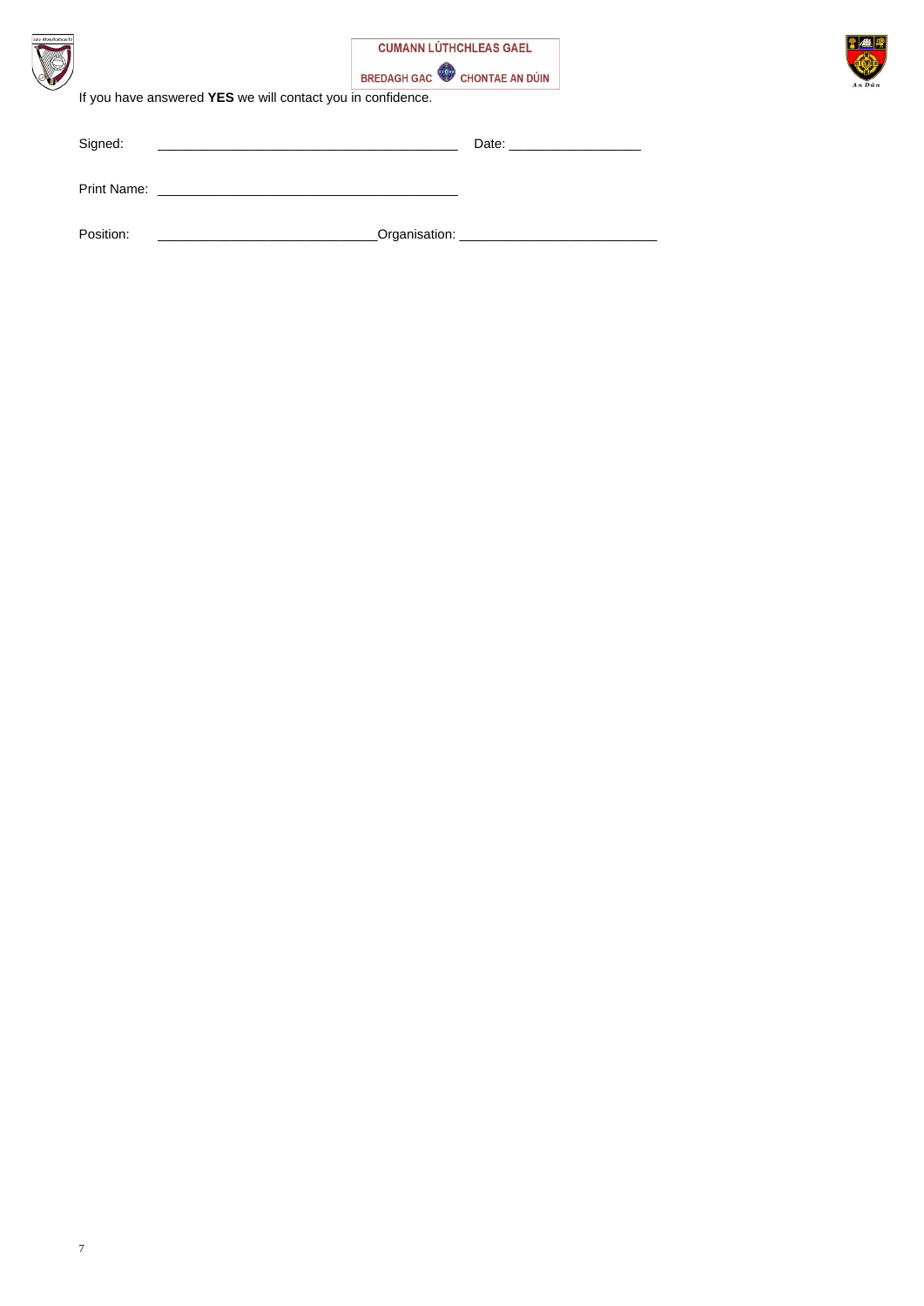If you have answered **YES** we will contact you in confidence.

Signed: ________________________________________ Date: __________________

Print Name: ________________________________________

Position: ______________________________ Organisation: ___________________________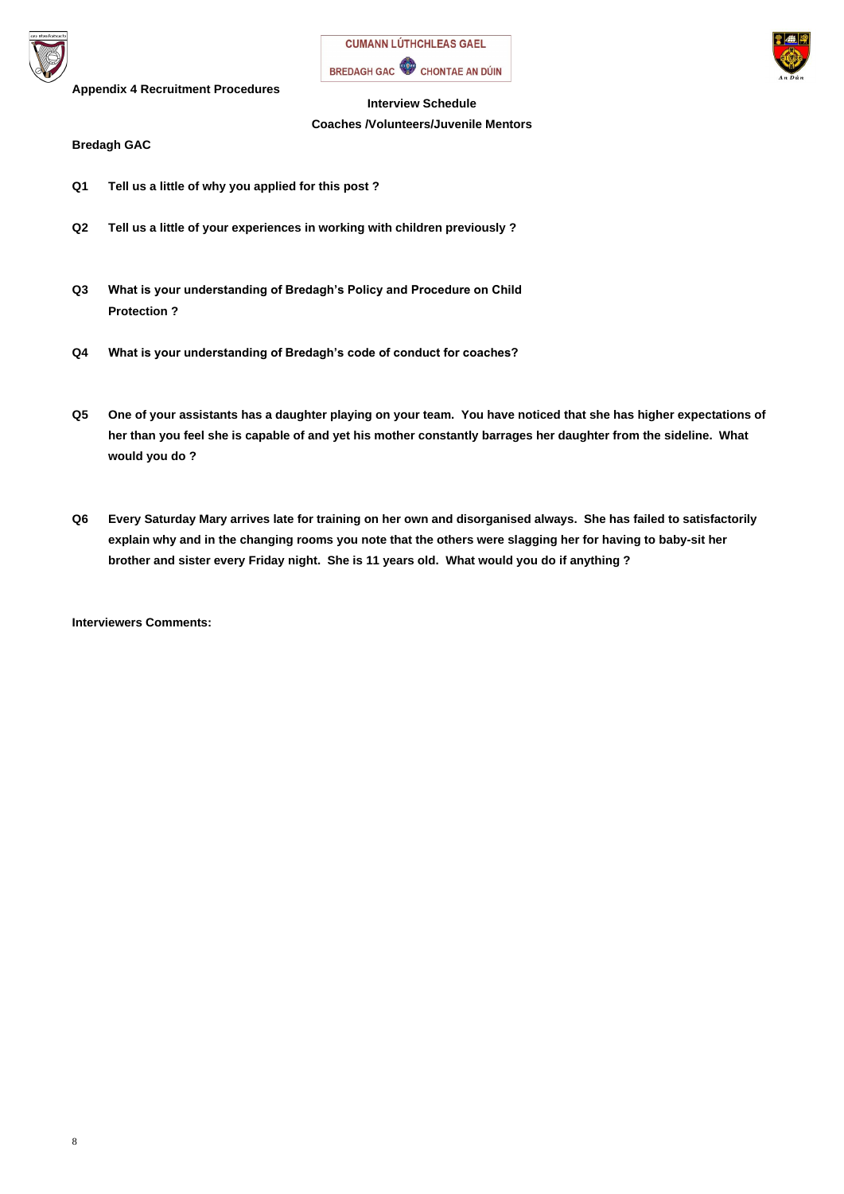CUMANN LÚTHCHLEAS GAEL

BREDAGH GAC CHONTAE AN DÚIN

**Appendix 4 Recruitment Procedures**

**Interview Schedule**

**Coaches /Volunteers/Juvenile Mentors**

**Bredagh GAC**

**Q1 Tell us a little of why you applied for this post ?**

**Q2 Tell us a little of your experiences in working with children previously ?**

**Q3 What is your understanding of Bredagh's Policy and Procedure on Child Protection ?**

**Q4 What is your understanding of Bredagh's code of conduct for coaches?**

**Q5 One of your assistants has a daughter playing on your team. You have noticed that she has higher expectations of her than you feel she is capable of and yet his mother constantly barrages her daughter from the sideline. What would you do ?**

**Q6 Every Saturday Mary arrives late for training on her own and disorganised always. She has failed to satisfactorily explain why and in the changing rooms you note that the others were slagging her for having to baby-sit her brother and sister every Friday night. She is 11 years old. What would you do if anything ?**

**Interviewers Comments:**